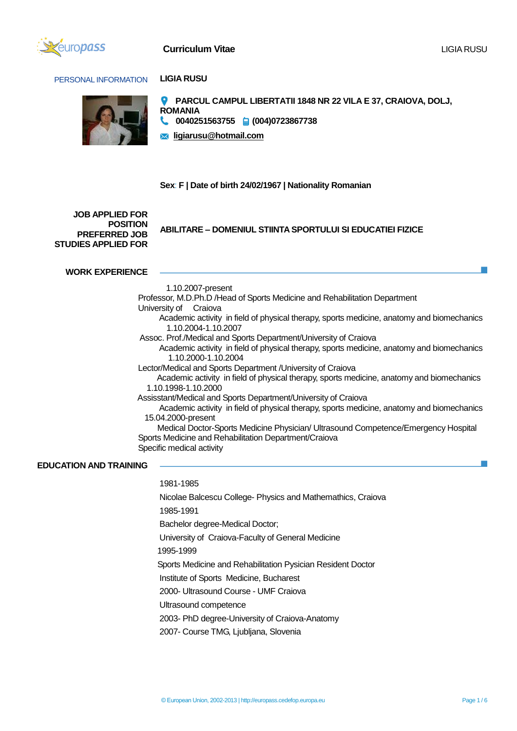# Curriculum Vitae

## PERSONAL INFORMATION

**LIGIA RUSU**

**PARCUL CAMPUL LIBERTATII 1848 NR 22 VILA E 37, CRAIOVA, DOLJ, ROMANIA**

**0040251563755** **(004)0723867738**

**ligiarusu@hotmail.com**

**Sex: F | Date of birth 24/02/1967 | Nationality Romanian**

**JOB APPLIED FOR POSITION PREFERRED JOB STUDIES APPLIED FOR**

**ABILITARE – DOMENIUL STIINTA SPORTULUI SI EDUCATIEI FIZICE**

## WORK EXPERIENCE

1.10.2007-present
Professor, M.D.Ph.D /Head of Sports Medicine and Rehabilitation Department
University of Craiova
Academic activity in field of physical therapy, sports medicine, anatomy and biomechanics

1.10.2004-1.10.2007
Assoc. Prof./Medical and Sports Department/University of Craiova
Academic activity in field of physical therapy, sports medicine, anatomy and biomechanics

1.10.2000-1.10.2004
Lector/Medical and Sports Department /University of Craiova
Academic activity in field of physical therapy, sports medicine, anatomy and biomechanics

1.10.1998-1.10.2000
Assisstant/Medical and Sports Department/University of Craiova
Academic activity in field of physical therapy, sports medicine, anatomy and biomechanics

15.04.2000-present
Medical Doctor-Sports Medicine Physician/ Ultrasound Competence/Emergency Hospital
Sports Medicine and Rehabilitation Department/Craiova
Specific medical activity

## EDUCATION AND TRAINING

1981-1985

Nicolae Balcescu College- Physics and Mathematics, Craiova

1985-1991

Bachelor degree-Medical Doctor;

University of Craiova-Faculty of General Medicine

1995-1999

Sports Medicine and Rehabilitation Pysician Resident Doctor

Institute of Sports Medicine, Bucharest

2000- Ultrasound Course - UMF Craiova

Ultrasound competence

2003- PhD degree-University of Craiova-Anatomy

2007- Course TMG, Ljubljana, Slovenia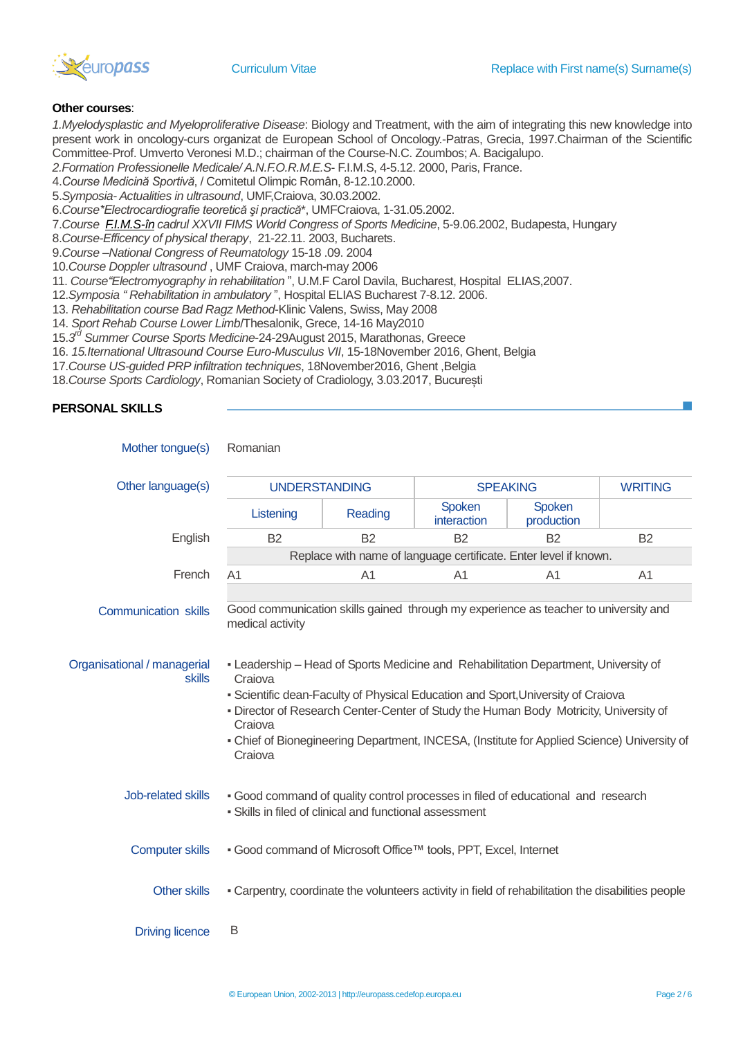**Other courses**:

*1.Myelodysplastic and Myeloproliferative Disease*: Biology and Treatment, with the aim of integrating this new knowledge into present work in oncology-curs organizat de European School of Oncology.-Patras, Grecia, 1997.Chairman of the Scientific Committee-Prof. Umverto Veronesi M.D.; chairman of the Course-N.C. Zoumbos; A. Bacigalupo.
*2.Formation Professionelle Medicale/ A.N.F.O.R.M.E.S*- F.I.M.S, 4-5.12. 2000, Paris, France.
4.*Course Medicină Sportivă*, / Comitetul Olimpic Român, 8-12.10.2000.
5.*Symposia- Actualities in ultrasound*, UMF,Craiova, 30.03.2002.
6.*Course*Electrocardiografie teoretică şi practică**, UMFCraiova, 1-31.05.2002.
7.*Course F.I.M.S-în cadrul XXVII FIMS World Congress of Sports Medicine*, 5-9.06.2002, Budapesta, Hungary
8.*Course-Efficency of physical therapy*, 21-22.11. 2003, Bucharets.
9.*Course –National Congress of Reumatology* 15-18 .09. 2004
10.*Course Doppler ultrasound* , UMF Craiova, march-may 2006
11. *Course"Electromyography in rehabilitation* ", U.M.F Carol Davila, Bucharest, Hospital ELIAS,2007.
12.*Symposia " Rehabilitation in ambulatory* ", Hospital ELIAS Bucharest 7-8.12. 2006.
13. *Rehabilitation course Bad Ragz Method*-Klinic Valens, Swiss, May 2008
14. *Sport Rehab Course Lower Limb*/Thesalonik, Grece, 14-16 May2010
15.3[rd] *Summer Course Sports Medicine*-24-29August 2015, Marathonas, Greece
16. *15.Iternational Ultrasound Course Euro-Musculus VII*, 15-18November 2016, Ghent, Belgia
17.*Course US-guided PRP infiltration techniques*, 18November2016, Ghent ,Belgia
18.*Course Sports Cardiology*, Romanian Society of Cradiology, 3.03.2017, București

## PERSONAL SKILLS

**Mother tongue(s)**: Romanian

**Other language(s)**

| | UNDERSTANDING | | SPEAKING | | WRITING |
|---|---|---|---|---|---|
| | Listening | Reading | Spoken interaction | Spoken production | |
| English | B2 | B2 | B2 | B2 | B2 |
| | Replace with name of language certificate. Enter level if known. | | | | |
| French | A1 | A1 | A1 | A1 | A1 |

**Communication skills**

Good communication skills gained through my experience as teacher to university and medical activity

**Organisational / managerial skills**

- Leadership – Head of Sports Medicine and Rehabilitation Department, University of Craiova
- Scientific dean-Faculty of Physical Education and Sport,University of Craiova
- Director of Research Center-Center of Study the Human Body Motricity, University of Craiova
- Chief of Bionegineering Department, INCESA, (Institute for Applied Science) University of Craiova

**Job-related skills**

- Good command of quality control processes in filed of educational and research
- Skills in filed of clinical and functional assessment

**Computer skills**

- Good command of Microsoft Office™ tools, PPT, Excel, Internet

**Other skills**

- Carpentry, coordinate the volunteers activity in field of rehabilitation the disabilities people

**Driving licence**: B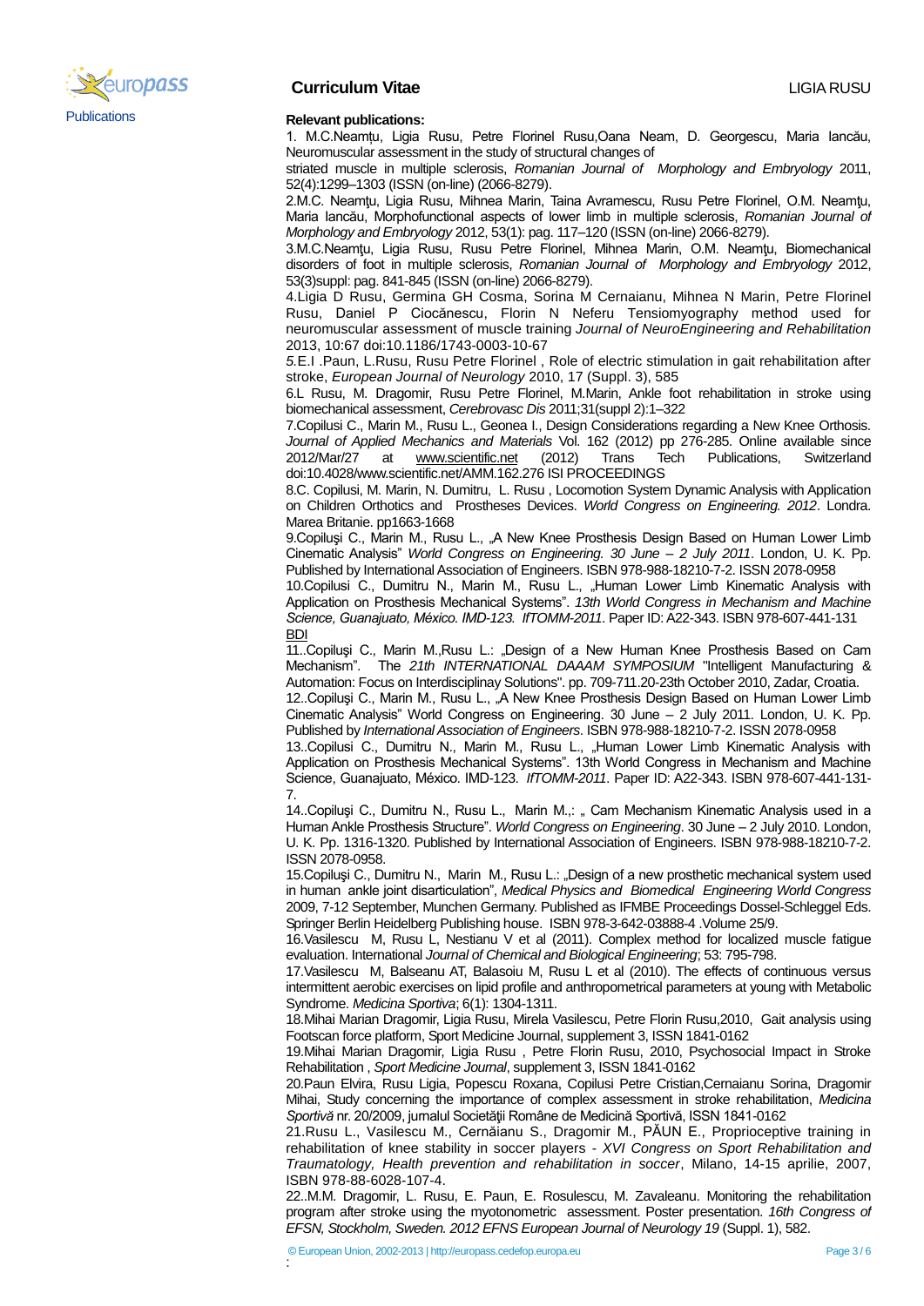Publications

**Relevant publications:**

1. M.C.Neamțu, Ligia Rusu, Petre Florinel Rusu,Oana Neam, D. Georgescu, Maria Iancău, Neuromuscular assessment in the study of structural changes of striated muscle in multiple sclerosis, *Romanian Journal of Morphology and Embryology* 2011, 52(4):1299–1303 (ISSN (on-line) (2066-8279).

2.M.C. Neamţu, Ligia Rusu, Mihnea Marin, Taina Avramescu, Rusu Petre Florinel, O.M. Neamţu, Maria Iancău, Morphofunctional aspects of lower limb in multiple sclerosis, *Romanian Journal of Morphology and Embryology* 2012, 53(1): pag. 117–120 (ISSN (on-line) 2066-8279).

3.M.C.Neamţu, Ligia Rusu, Rusu Petre Florinel, Mihnea Marin, O.M. Neamţu, Biomechanical disorders of foot in multiple sclerosis, *Romanian Journal of Morphology and Embryology* 2012, 53(3)suppl: pag. 841-845 (ISSN (on-line) 2066-8279).

4.Ligia D Rusu, Germina GH Cosma, Sorina M Cernaianu, Mihnea N Marin, Petre Florinel Rusu, Daniel P Ciocănescu, Florin N Neferu Tensiomyography method used for neuromuscular assessment of muscle training *Journal of NeuroEngineering and Rehabilitation* 2013, 10:67 doi:10.1186/1743-0003-10-67

5.E.I .Paun, L.Rusu, Rusu Petre Florinel , Role of electric stimulation in gait rehabilitation after stroke, *European Journal of Neurology* 2010, 17 (Suppl. 3), 585

6.L Rusu, M. Dragomir, Rusu Petre Florinel, M.Marin, Ankle foot rehabilitation in stroke using biomechanical assessment, *Cerebrovasc Dis* 2011;31(suppl 2):1–322

7.Copilusi C., Marin M., Rusu L., Geonea I., Design Considerations regarding a New Knee Orthosis. *Journal of Applied Mechanics and Materials* Vol. 162 (2012) pp 276-285. Online available since 2012/Mar/27 at www.scientific.net (2012) Trans Tech Publications, Switzerland doi:10.4028/www.scientific.net/AMM.162.276 ISI PROCEEDINGS

8.C. Copilusi, M. Marin, N. Dumitru, L. Rusu , Locomotion System Dynamic Analysis with Application on Children Orthotics and Prostheses Devices. *World Congress on Engineering. 2012*. Londra. Marea Britanie. pp1663-1668

9.Copiluşi C., Marin M., Rusu L., „A New Knee Prosthesis Design Based on Human Lower Limb Cinematic Analysis" *World Congress on Engineering. 30 June – 2 July 2011*. London, U. K. Pp. Published by International Association of Engineers. ISBN 978-988-18210-7-2. ISSN 2078-0958

10.Copilusi C., Dumitru N., Marin M., Rusu L., „Human Lower Limb Kinematic Analysis with Application on Prosthesis Mechanical Systems". *13th World Congress in Mechanism and Machine Science, Guanajuato, México. IMD-123. IfTOMM-2011*. Paper ID: A22-343. ISBN 978-607-441-131 BDI

11..Copiluşi C., Marin M.,Rusu L.: „Design of a New Human Knee Prosthesis Based on Cam Mechanism". The *21th INTERNATIONAL DAAAM SYMPOSIUM* "Intelligent Manufacturing & Automation: Focus on Interdisciplinay Solutions". pp. 709-711.20-23th October 2010, Zadar, Croatia.

12..Copiluşi C., Marin M., Rusu L., „A New Knee Prosthesis Design Based on Human Lower Limb Cinematic Analysis" World Congress on Engineering. 30 June – 2 July 2011. London, U. K. Pp. Published by *International Association of Engineers*. ISBN 978-988-18210-7-2. ISSN 2078-0958

13..Copilusi C., Dumitru N., Marin M., Rusu L., „Human Lower Limb Kinematic Analysis with Application on Prosthesis Mechanical Systems". 13th World Congress in Mechanism and Machine Science, Guanajuato, México. IMD-123. *IfTOMM-2011*. Paper ID: A22-343. ISBN 978-607-441-131-7.

14..Copiluşi C., Dumitru N., Rusu L., Marin M.,: „ Cam Mechanism Kinematic Analysis used in a Human Ankle Prosthesis Structure". *World Congress on Engineering*. 30 June – 2 July 2010. London, U. K. Pp. 1316-1320. Published by International Association of Engineers. ISBN 978-988-18210-7-2. ISSN 2078-0958.

15.Copiluşi C., Dumitru N., Marin M., Rusu L.: „Design of a new prosthetic mechanical system used in human ankle joint disarticulation", *Medical Physics and Biomedical Engineering World Congress* 2009, 7-12 September, Munchen Germany. Published as IFMBE Proceedings Dossel-Schleggel Eds. Springer Berlin Heidelberg Publishing house. ISBN 978-3-642-03888-4 .Volume 25/9.

16.Vasilescu M, Rusu L, Nestianu V et al (2011). Complex method for localized muscle fatigue evaluation. International *Journal of Chemical and Biological Engineering*; 53: 795-798.

17.Vasilescu M, Balseanu AT, Balasoiu M, Rusu L et al (2010). The effects of continuous versus intermittent aerobic exercises on lipid profile and anthropometrical parameters at young with Metabolic Syndrome. *Medicina Sportiva*; 6(1): 1304-1311.

18.Mihai Marian Dragomir, Ligia Rusu, Mirela Vasilescu, Petre Florin Rusu,2010, Gait analysis using Footscan force platform, Sport Medicine Journal, supplement 3, ISSN 1841-0162

19.Mihai Marian Dragomir, Ligia Rusu , Petre Florin Rusu, 2010, Psychosocial Impact in Stroke Rehabilitation , *Sport Medicine Journal*, supplement 3, ISSN 1841-0162

20.Paun Elvira, Rusu Ligia, Popescu Roxana, Copilusi Petre Cristian,Cernaianu Sorina, Dragomir Mihai, Study concerning the importance of complex assessment in stroke rehabilitation, *Medicina Sportivă* nr. 20/2009, jurnalul Societăţii Române de Medicină Sportivă, ISSN 1841-0162

21.Rusu L., Vasilescu M., Cernăianu S., Dragomir M., PĂUN E., Proprioceptive training in rehabilitation of knee stability in soccer players - *XVI Congress on Sport Rehabilitation and Traumatology, Health prevention and rehabilitation in soccer*, Milano, 14-15 aprilie, 2007, ISBN 978-88-6028-107-4.

22..M.M. Dragomir, L. Rusu, E. Paun, E. Rosulescu, M. Zavaleanu. Monitoring the rehabilitation program after stroke using the myotonometric assessment. Poster presentation. *16th Congress of EFSN, Stockholm, Sweden. 2012 EFNS European Journal of Neurology 19* (Suppl. 1), 582.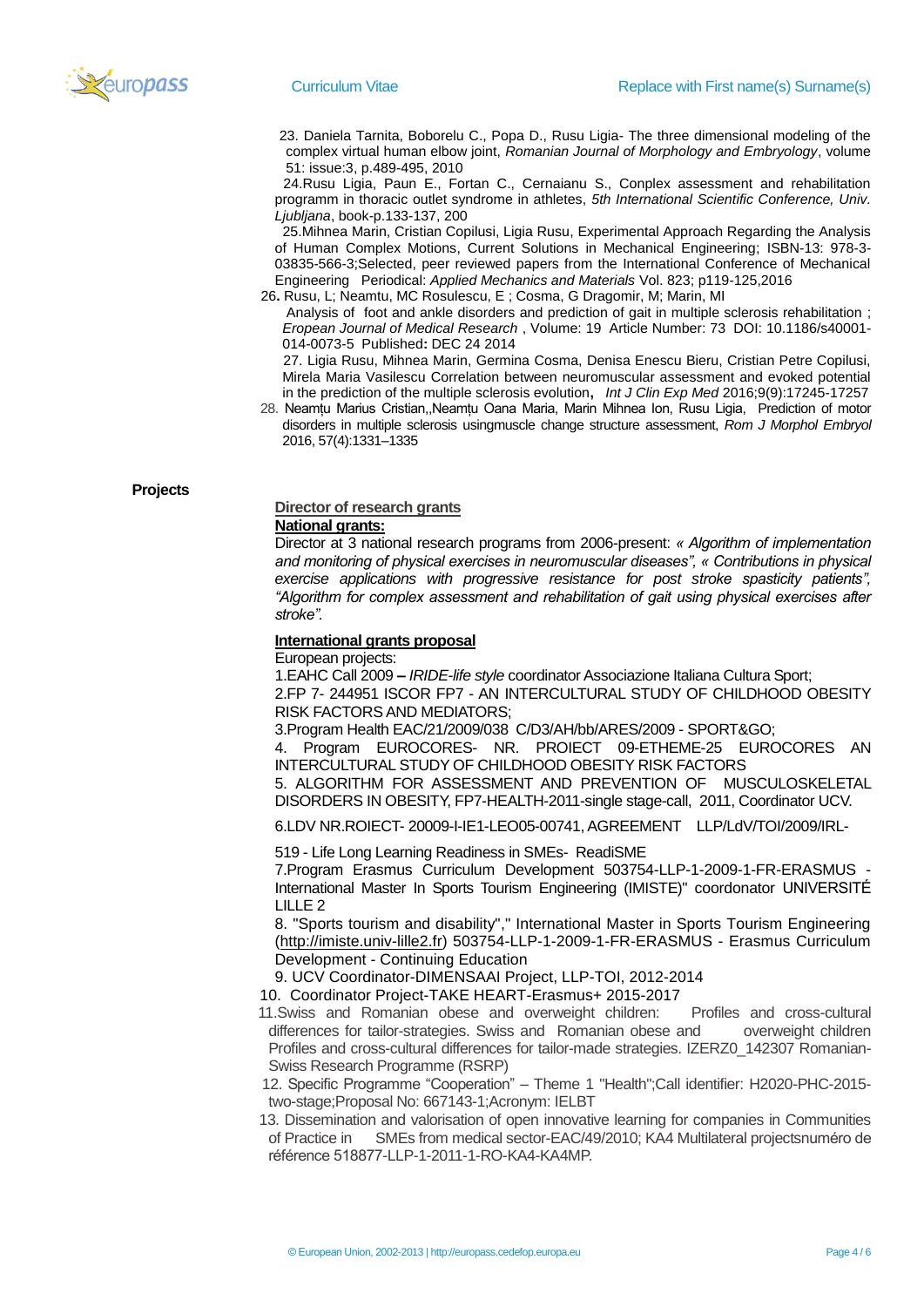23. Daniela Tarnita, Boborelu C., Popa D., Rusu Ligia- The three dimensional modeling of the complex virtual human elbow joint, *Romanian Journal of Morphology and Embryology*, volume 51: issue:3, p.489-495, 2010

24.Rusu Ligia, Paun E., Fortan C., Cernaianu S., Conplex assessment and rehabilitation programm in thoracic outlet syndrome in athletes, *5th International Scientific Conference, Univ. Ljubljana*, book-p.133-137, 200

25.Mihnea Marin, Cristian Copilusi, Ligia Rusu, Experimental Approach Regarding the Analysis of Human Complex Motions, Current Solutions in Mechanical Engineering; ISBN-13: 978-3-03835-566-3;Selected, peer reviewed papers from the International Conference of Mechanical Engineering Periodical: *Applied Mechanics and Materials* Vol. 823; p119-125,2016

26. Rusu, L; Neamtu, MC Rosulescu, E ; Cosma, G Dragomir, M; Marin, MI Analysis of foot and ankle disorders and prediction of gait in multiple sclerosis rehabilitation ; *Eropean Journal of Medical Research* , Volume: 19 Article Number: 73 DOI: 10.1186/s40001-014-0073-5 Published**:** DEC 24 2014

27. Ligia Rusu, Mihnea Marin, Germina Cosma, Denisa Enescu Bieru, Cristian Petre Copilusi, Mirela Maria Vasilescu Correlation between neuromuscular assessment and evoked potential in the prediction of the multiple sclerosis evolution**,** *Int J Clin Exp Med* 2016;9(9):17245-17257

28. Neamțu Marius Cristian,,Neamțu Oana Maria, Marin Mihnea Ion, Rusu Ligia, Prediction of motor disorders in multiple sclerosis usingmuscle change structure assessment, *Rom J Morphol Embryol* 2016, 57(4):1331–1335

**Projects**

**Director of research grants**

**National grants:**

Director at 3 national research programs from 2006-present: *« Algorithm of implementation and monitoring of physical exercises in neuromuscular diseases", « Contributions in physical exercise applications with progressive resistance for post stroke spasticity patients", "Algorithm for complex assessment and rehabilitation of gait using physical exercises after stroke".*

**International grants proposal**

European projects:

1.EAHC Call 2009 **–** *IRIDE-life style* coordinator Associazione Italiana Cultura Sport;

2.FP 7- 244951 ISCOR FP7 - AN INTERCULTURAL STUDY OF CHILDHOOD OBESITY RISK FACTORS AND MEDIATORS;

3.Program Health EAC/21/2009/038 C/D3/AH/bb/ARES/2009 - SPORT&GO;

4. Program EUROCORES- NR. PROIECT 09-ETHEME-25 EUROCORES AN INTERCULTURAL STUDY OF CHILDHOOD OBESITY RISK FACTORS

5. ALGORITHM FOR ASSESSMENT AND PREVENTION OF MUSCULOSKELETAL DISORDERS IN OBESITY, FP7-HEALTH-2011-single stage-call, 2011, Coordinator UCV.

6.LDV NR.ROIECT- 20009-I-IE1-LEO05-00741, AGREEMENT LLP/LdV/TOI/2009/IRL-519 - Life Long Learning Readiness in SMEs- ReadiSME

7.Program Erasmus Curriculum Development 503754-LLP-1-2009-1-FR-ERASMUS - International Master In Sports Tourism Engineering (IMISTE)" coordonator UNIVERSITÉ LILLE 2

8. "Sports tourism and disability"," International Master in Sports Tourism Engineering (http://imiste.univ-lille2.fr) 503754-LLP-1-2009-1-FR-ERASMUS - Erasmus Curriculum Development - Continuing Education

9. UCV Coordinator-DIMENSAAI Project, LLP-TOI, 2012-2014

10. Coordinator Project-TAKE HEART-Erasmus+ 2015-2017

11.Swiss and Romanian obese and overweight children: Profiles and cross-cultural differences for tailor-strategies. Swiss and Romanian obese and overweight children Profiles and cross-cultural differences for tailor-made strategies. IZERZ0_142307 Romanian-Swiss Research Programme (RSRP)

12. Specific Programme "Cooperation" – Theme 1 "Health";Call identifier: H2020-PHC-2015-two-stage;Proposal No: 667143-1;Acronym: IELBT

13. Dissemination and valorisation of open innovative learning for companies in Communities of Practice in SMEs from medical sector-EAC/49/2010; KA4 Multilateral projectsnuméro de référence 518877-LLP-1-2011-1-RO-KA4-KA4MP.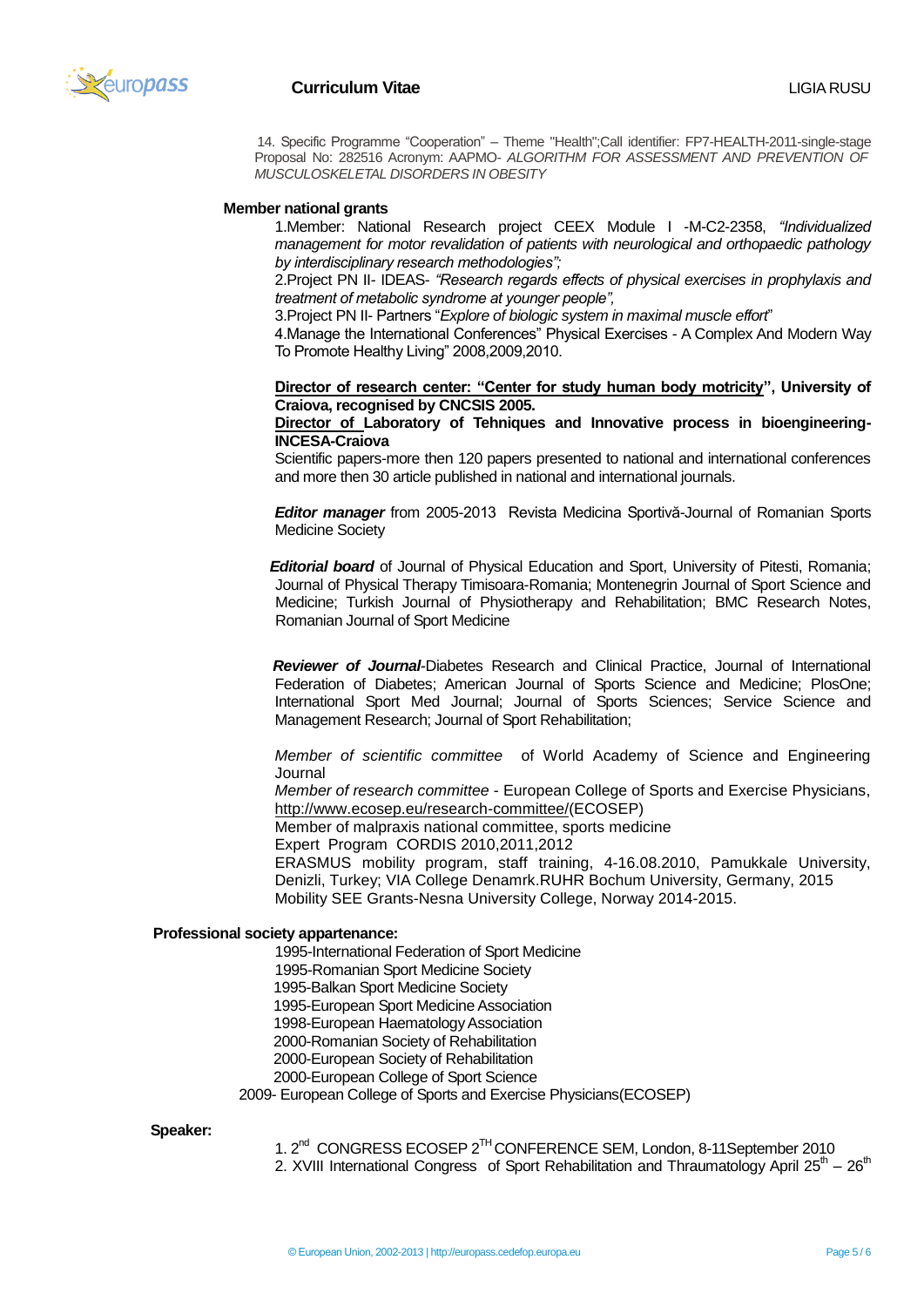14. Specific Programme "Cooperation" – Theme "Health";Call identifier: FP7-HEALTH-2011-single-stage Proposal No: 282516 Acronym: AAPMO- *ALGORITHM FOR ASSESSMENT AND PREVENTION OF MUSCULOSKELETAL DISORDERS IN OBESITY*

**Member national grants**

1.Member: National Research project CEEX Module I -M-C2-2358, *"Individualized management for motor revalidation of patients with neurological and orthopaedic pathology by interdisciplinary research methodologies";*

2.Project PN II- IDEAS- *"Research regards effects of physical exercises in prophylaxis and treatment of metabolic syndrome at younger people",*

3.Project PN II- Partners "*Explore of biologic system in maximal muscle effort*"

4.Manage the International Conferences" Physical Exercises - A Complex And Modern Way To Promote Healthy Living" 2008,2009,2010.

**Director of research center: "Center for study human body motricity", University of Craiova, recognised by CNCSIS 2005.**

**Director of Laboratory of Tehniques and Innovative process in bioengineering-INCESA-Craiova**

Scientific papers-more then 120 papers presented to national and international conferences and more then 30 article published in national and international journals.

***Editor manager*** from 2005-2013 Revista Medicina Sportivă-Journal of Romanian Sports Medicine Society

***Editorial board*** of Journal of Physical Education and Sport, University of Pitesti, Romania; Journal of Physical Therapy Timisoara-Romania; Montenegrin Journal of Sport Science and Medicine; Turkish Journal of Physiotherapy and Rehabilitation; BMC Research Notes, Romanian Journal of Sport Medicine

***Reviewer of Journal***-Diabetes Research and Clinical Practice, Journal of International Federation of Diabetes; American Journal of Sports Science and Medicine; PlosOne; International Sport Med Journal; Journal of Sports Sciences; Service Science and Management Research; Journal of Sport Rehabilitation;

*Member of scientific committee* of World Academy of Science and Engineering Journal

*Member of research committee* - European College of Sports and Exercise Physicians, http://www.ecosep.eu/research-committee/(ECOSEP)

Member of malpraxis national committee, sports medicine

Expert Program CORDIS 2010,2011,2012

ERASMUS mobility program, staff training, 4-16.08.2010, Pamukkale University, Denizli, Turkey; VIA College Denamrk.RUHR Bochum University, Germany, 2015

Mobility SEE Grants-Nesna University College, Norway 2014-2015.

**Professional society appartenance:**

1995-International Federation of Sport Medicine
1995-Romanian Sport Medicine Society
1995-Balkan Sport Medicine Society
1995-European Sport Medicine Association
1998-European Haematology Association
2000-Romanian Society of Rehabilitation
2000-European Society of Rehabilitation
2000-European College of Sport Science
2009- European College of Sports and Exercise Physicians(ECOSEP)

**Speaker:**

1. 2nd CONGRESS ECOSEP 2TH CONFERENCE SEM, London, 8-11September 2010
2. XVIII International Congress of Sport Rehabilitation and Thraumatology April 25th – 26th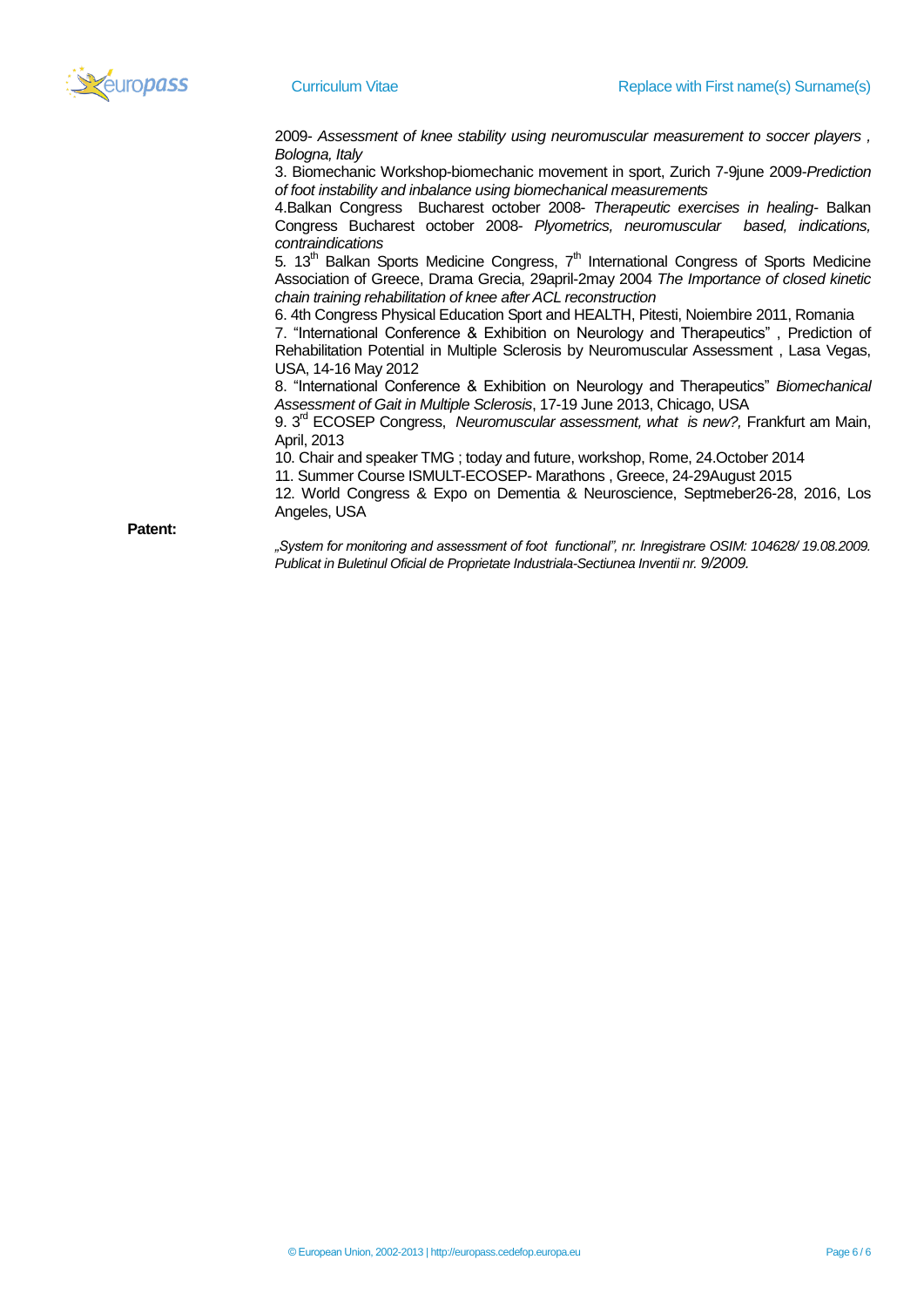2009- *Assessment of knee stability using neuromuscular measurement to soccer players , Bologna, Italy*

3. Biomechanic Workshop-biomechanic movement in sport, Zurich 7-9june 2009-*Prediction of foot instability and inbalance using biomechanical measurements*

4.Balkan Congress  Bucharest october 2008- *Therapeutic exercises in healing*- Balkan Congress Bucharest october 2008- *Plyometrics, neuromuscular  based, indications, contraindications*

5. 13th Balkan Sports Medicine Congress, 7th International Congress of Sports Medicine Association of Greece, Drama Grecia, 29april-2may 2004 *The Importance of closed kinetic chain training rehabilitation of knee after ACL reconstruction*

6. 4th Congress Physical Education Sport and HEALTH, Pitesti, Noiembire 2011, Romania

7. "International Conference & Exhibition on Neurology and Therapeutics" , Prediction of Rehabilitation Potential in Multiple Sclerosis by Neuromuscular Assessment , Lasa Vegas, USA, 14-16 May 2012

8. "International Conference & Exhibition on Neurology and Therapeutics" *Biomechanical Assessment of Gait in Multiple Sclerosis*, 17-19 June 2013, Chicago, USA

9. 3rd ECOSEP Congress,  *Neuromuscular assessment, what  is new?,* Frankfurt am Main, April, 2013

10. Chair and speaker TMG ; today and future, workshop, Rome, 24.October 2014

11. Summer Course ISMULT-ECOSEP- Marathons , Greece, 24-29August 2015

12. World Congress & Expo on Dementia & Neuroscience, Septmeber26-28, 2016, Los Angeles, USA

**Patent:**

*„System for monitoring and assessment of foot  functional", nr. Inregistrare OSIM: 104628/ 19.08.2009. Publicat in Buletinul Oficial de Proprietate Industriala-Sectiunea Inventii nr. 9/2009.*